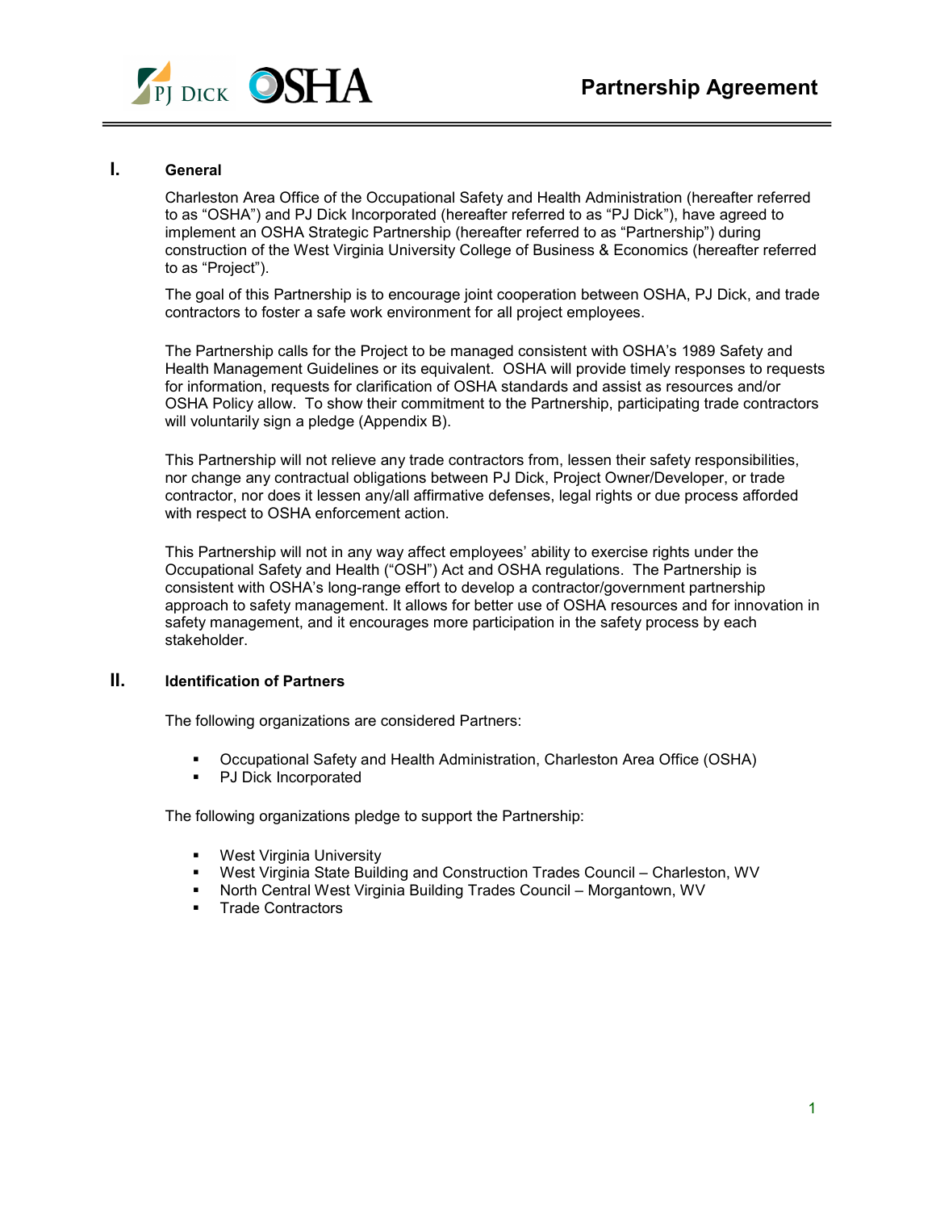# Partnership Agreement

## I. General

Charleston Area Office of the Occupational Safety and Health Administration (hereafter referred to as "OSHA") and PJ Dick Incorporated (hereafter referred to as "PJ Dick"), have agreed to implement an OSHA Strategic Partnership (hereafter referred to as "Partnership") during construction of the West Virginia University College of Business & Economics (hereafter referred to as "Project").

The goal of this Partnership is to encourage joint cooperation between OSHA, PJ Dick, and trade contractors to foster a safe work environment for all project employees.

The Partnership calls for the Project to be managed consistent with OSHA's 1989 Safety and Health Management Guidelines or its equivalent. OSHA will provide timely responses to requests for information, requests for clarification of OSHA standards and assist as resources and/or OSHA Policy allow. To show their commitment to the Partnership, participating trade contractors will voluntarily sign a pledge (Appendix B).

This Partnership will not relieve any trade contractors from, lessen their safety responsibilities, nor change any contractual obligations between PJ Dick, Project Owner/Developer, or trade contractor, nor does it lessen any/all affirmative defenses, legal rights or due process afforded with respect to OSHA enforcement action.

This Partnership will not in any way affect employees' ability to exercise rights under the Occupational Safety and Health ("OSH") Act and OSHA regulations. The Partnership is consistent with OSHA's long-range effort to develop a contractor/government partnership approach to safety management. It allows for better use of OSHA resources and for innovation in safety management, and it encourages more participation in the safety process by each stakeholder.

## II. Identification of Partners

The following organizations are considered Partners:

- Occupational Safety and Health Administration, Charleston Area Office (OSHA)
- PJ Dick Incorporated

The following organizations pledge to support the Partnership:

- West Virginia University
- West Virginia State Building and Construction Trades Council – Charleston, WV
- North Central West Virginia Building Trades Council – Morgantown, WV
- Trade Contractors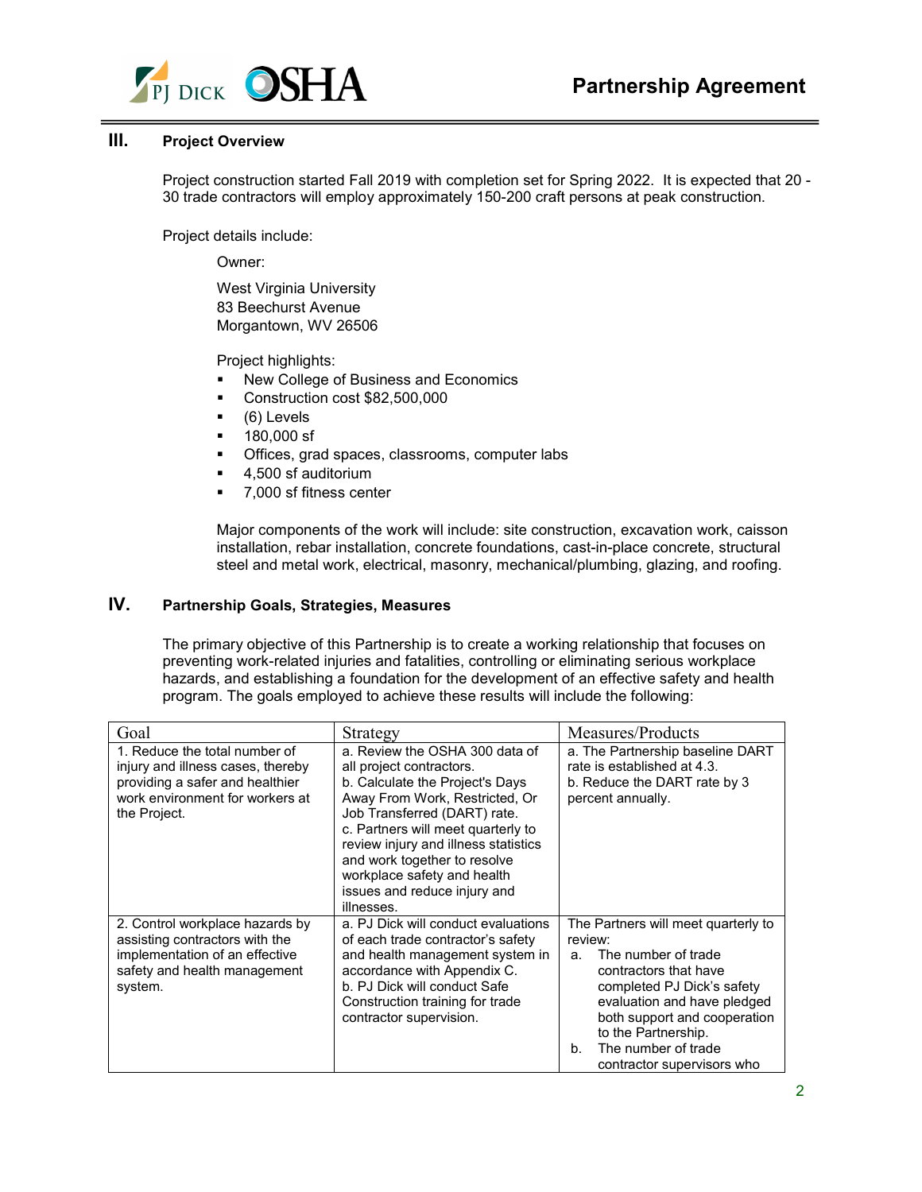## III. Project Overview

Project construction started Fall 2019 with completion set for Spring 2022. It is expected that 20 - 30 trade contractors will employ approximately 150-200 craft persons at peak construction.

Project details include:

Owner:

West Virginia University
83 Beechurst Avenue
Morgantown, WV 26506

Project highlights:

- New College of Business and Economics
- Construction cost $82,500,000
- (6) Levels
- 180,000 sf
- Offices, grad spaces, classrooms, computer labs
- 4,500 sf auditorium
- 7,000 sf fitness center

Major components of the work will include: site construction, excavation work, caisson installation, rebar installation, concrete foundations, cast-in-place concrete, structural steel and metal work, electrical, masonry, mechanical/plumbing, glazing, and roofing.

## IV. Partnership Goals, Strategies, Measures

The primary objective of this Partnership is to create a working relationship that focuses on preventing work-related injuries and fatalities, controlling or eliminating serious workplace hazards, and establishing a foundation for the development of an effective safety and health program. The goals employed to achieve these results will include the following:

| Goal | Strategy | Measures/Products |
|---|---|---|
| 1. Reduce the total number of injury and illness cases, thereby providing a safer and healthier work environment for workers at the Project. | a. Review the OSHA 300 data of all project contractors.<br>b. Calculate the Project's Days Away From Work, Restricted, Or Job Transferred (DART) rate.<br>c. Partners will meet quarterly to review injury and illness statistics and work together to resolve workplace safety and health issues and reduce injury and illnesses. | a. The Partnership baseline DART rate is established at 4.3.<br>b. Reduce the DART rate by 3 percent annually. |
| 2. Control workplace hazards by assisting contractors with the implementation of an effective safety and health management system. | a. PJ Dick will conduct evaluations of each trade contractor's safety and health management system in accordance with Appendix C.<br>b. PJ Dick will conduct Safe Construction training for trade contractor supervision. | The Partners will meet quarterly to review:<br>a. The number of trade contractors that have completed PJ Dick's safety evaluation and have pledged both support and cooperation to the Partnership.<br>b. The number of trade contractor supervisors who |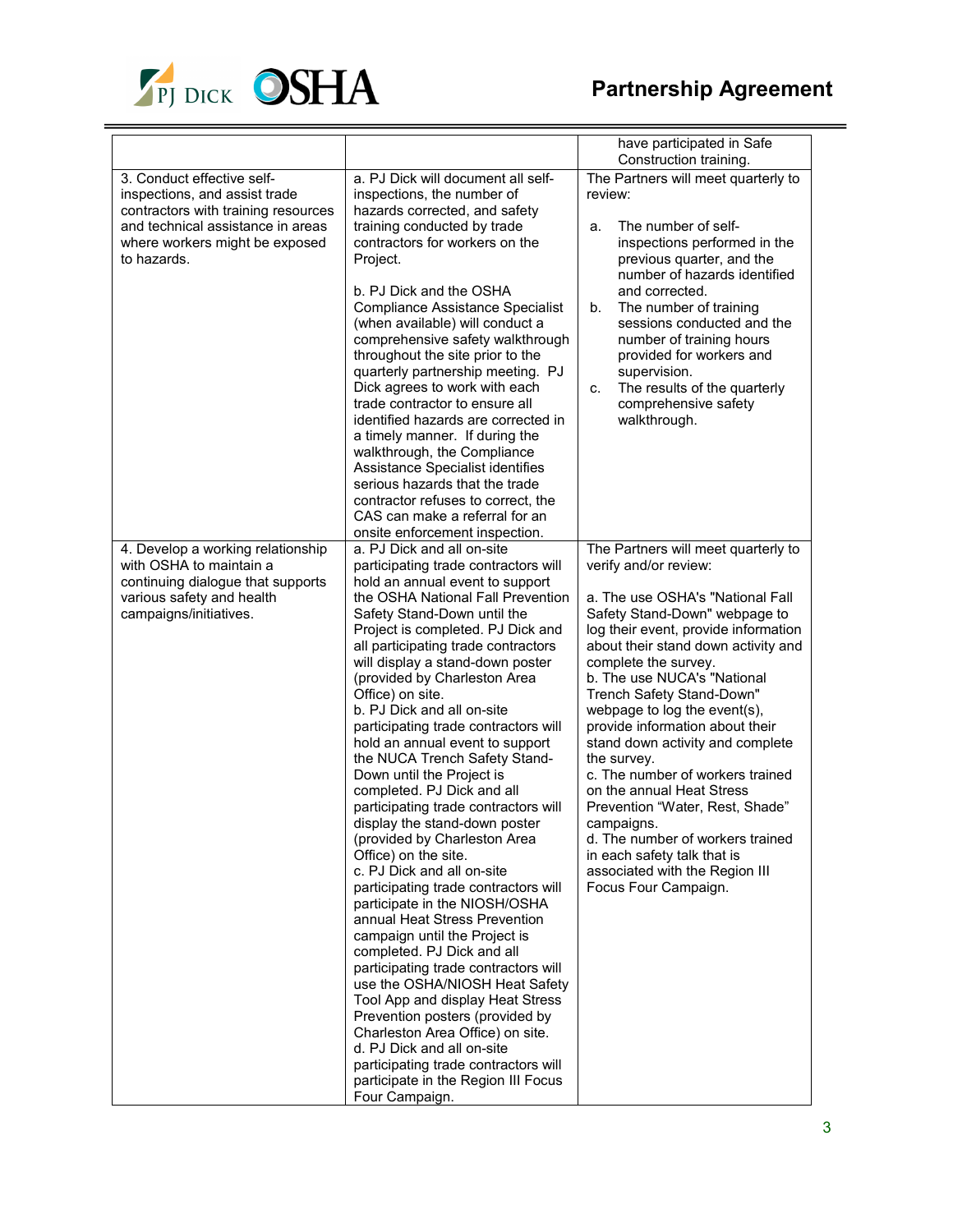| | | |
|---|---|---|
| | | have participated in Safe Construction training. |
| 3. Conduct effective self-inspections, and assist trade contractors with training resources and technical assistance in areas where workers might be exposed to hazards. | a. PJ Dick will document all self-inspections, the number of hazards corrected, and safety training conducted by trade contractors for workers on the Project.<br><br>b. PJ Dick and the OSHA Compliance Assistance Specialist (when available) will conduct a comprehensive safety walkthrough throughout the site prior to the quarterly partnership meeting. PJ Dick agrees to work with each trade contractor to ensure all identified hazards are corrected in a timely manner. If during the walkthrough, the Compliance Assistance Specialist identifies serious hazards that the trade contractor refuses to correct, the CAS can make a referral for an onsite enforcement inspection. | The Partners will meet quarterly to review:<br><br>a. The number of self-inspections performed in the previous quarter, and the number of hazards identified and corrected.<br>b. The number of training sessions conducted and the number of training hours provided for workers and supervision.<br>c. The results of the quarterly comprehensive safety walkthrough. |
| 4. Develop a working relationship with OSHA to maintain a continuing dialogue that supports various safety and health campaigns/initiatives. | a. PJ Dick and all on-site participating trade contractors will hold an annual event to support the OSHA National Fall Prevention Safety Stand-Down until the Project is completed. PJ Dick and all participating trade contractors will display a stand-down poster (provided by Charleston Area Office) on site.<br>b. PJ Dick and all on-site participating trade contractors will hold an annual event to support the NUCA Trench Safety Stand-Down until the Project is completed. PJ Dick and all participating trade contractors will display the stand-down poster (provided by Charleston Area Office) on the site.<br>c. PJ Dick and all on-site participating trade contractors will participate in the NIOSH/OSHA annual Heat Stress Prevention campaign until the Project is completed. PJ Dick and all participating trade contractors will use the OSHA/NIOSH Heat Safety Tool App and display Heat Stress Prevention posters (provided by Charleston Area Office) on site.<br>d. PJ Dick and all on-site participating trade contractors will participate in the Region III Focus Four Campaign. | The Partners will meet quarterly to verify and/or review:<br><br>a. The use OSHA's "National Fall Safety Stand-Down" webpage to log their event, provide information about their stand down activity and complete the survey.<br>b. The use NUCA's "National Trench Safety Stand-Down" webpage to log the event(s), provide information about their stand down activity and complete the survey.<br>c. The number of workers trained on the annual Heat Stress Prevention "Water, Rest, Shade" campaigns.<br>d. The number of workers trained in each safety talk that is associated with the Region III Focus Four Campaign. |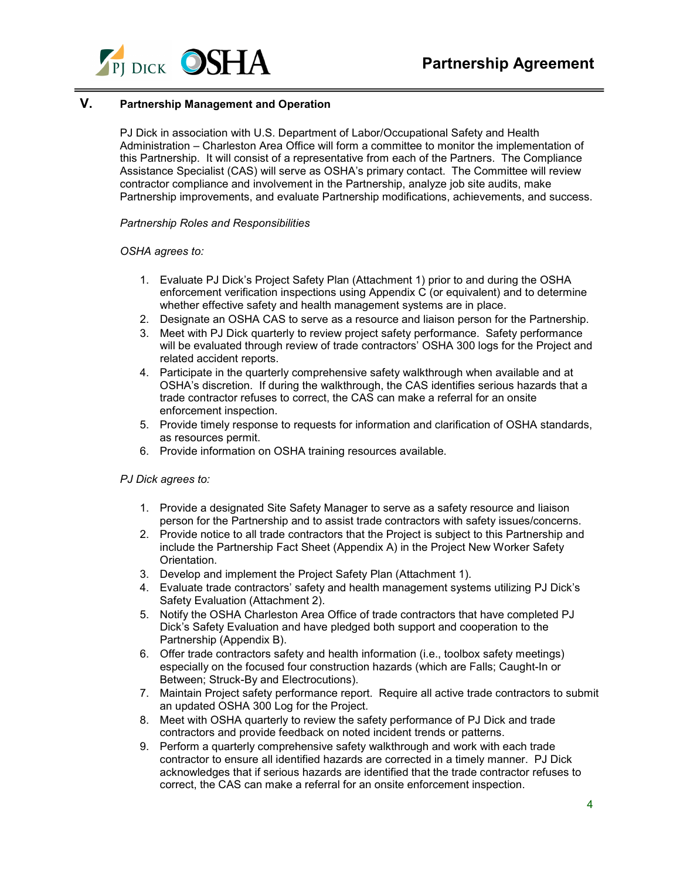## V. Partnership Management and Operation

PJ Dick in association with U.S. Department of Labor/Occupational Safety and Health Administration – Charleston Area Office will form a committee to monitor the implementation of this Partnership. It will consist of a representative from each of the Partners. The Compliance Assistance Specialist (CAS) will serve as OSHA's primary contact. The Committee will review contractor compliance and involvement in the Partnership, analyze job site audits, make Partnership improvements, and evaluate Partnership modifications, achievements, and success.

*Partnership Roles and Responsibilities*

*OSHA agrees to:*

1. Evaluate PJ Dick's Project Safety Plan (Attachment 1) prior to and during the OSHA enforcement verification inspections using Appendix C (or equivalent) and to determine whether effective safety and health management systems are in place.
2. Designate an OSHA CAS to serve as a resource and liaison person for the Partnership.
3. Meet with PJ Dick quarterly to review project safety performance. Safety performance will be evaluated through review of trade contractors' OSHA 300 logs for the Project and related accident reports.
4. Participate in the quarterly comprehensive safety walkthrough when available and at OSHA's discretion. If during the walkthrough, the CAS identifies serious hazards that a trade contractor refuses to correct, the CAS can make a referral for an onsite enforcement inspection.
5. Provide timely response to requests for information and clarification of OSHA standards, as resources permit.
6. Provide information on OSHA training resources available.

*PJ Dick agrees to:*

1. Provide a designated Site Safety Manager to serve as a safety resource and liaison person for the Partnership and to assist trade contractors with safety issues/concerns.
2. Provide notice to all trade contractors that the Project is subject to this Partnership and include the Partnership Fact Sheet (Appendix A) in the Project New Worker Safety Orientation.
3. Develop and implement the Project Safety Plan (Attachment 1).
4. Evaluate trade contractors' safety and health management systems utilizing PJ Dick's Safety Evaluation (Attachment 2).
5. Notify the OSHA Charleston Area Office of trade contractors that have completed PJ Dick's Safety Evaluation and have pledged both support and cooperation to the Partnership (Appendix B).
6. Offer trade contractors safety and health information (i.e., toolbox safety meetings) especially on the focused four construction hazards (which are Falls; Caught-In or Between; Struck-By and Electrocutions).
7. Maintain Project safety performance report. Require all active trade contractors to submit an updated OSHA 300 Log for the Project.
8. Meet with OSHA quarterly to review the safety performance of PJ Dick and trade contractors and provide feedback on noted incident trends or patterns.
9. Perform a quarterly comprehensive safety walkthrough and work with each trade contractor to ensure all identified hazards are corrected in a timely manner. PJ Dick acknowledges that if serious hazards are identified that the trade contractor refuses to correct, the CAS can make a referral for an onsite enforcement inspection.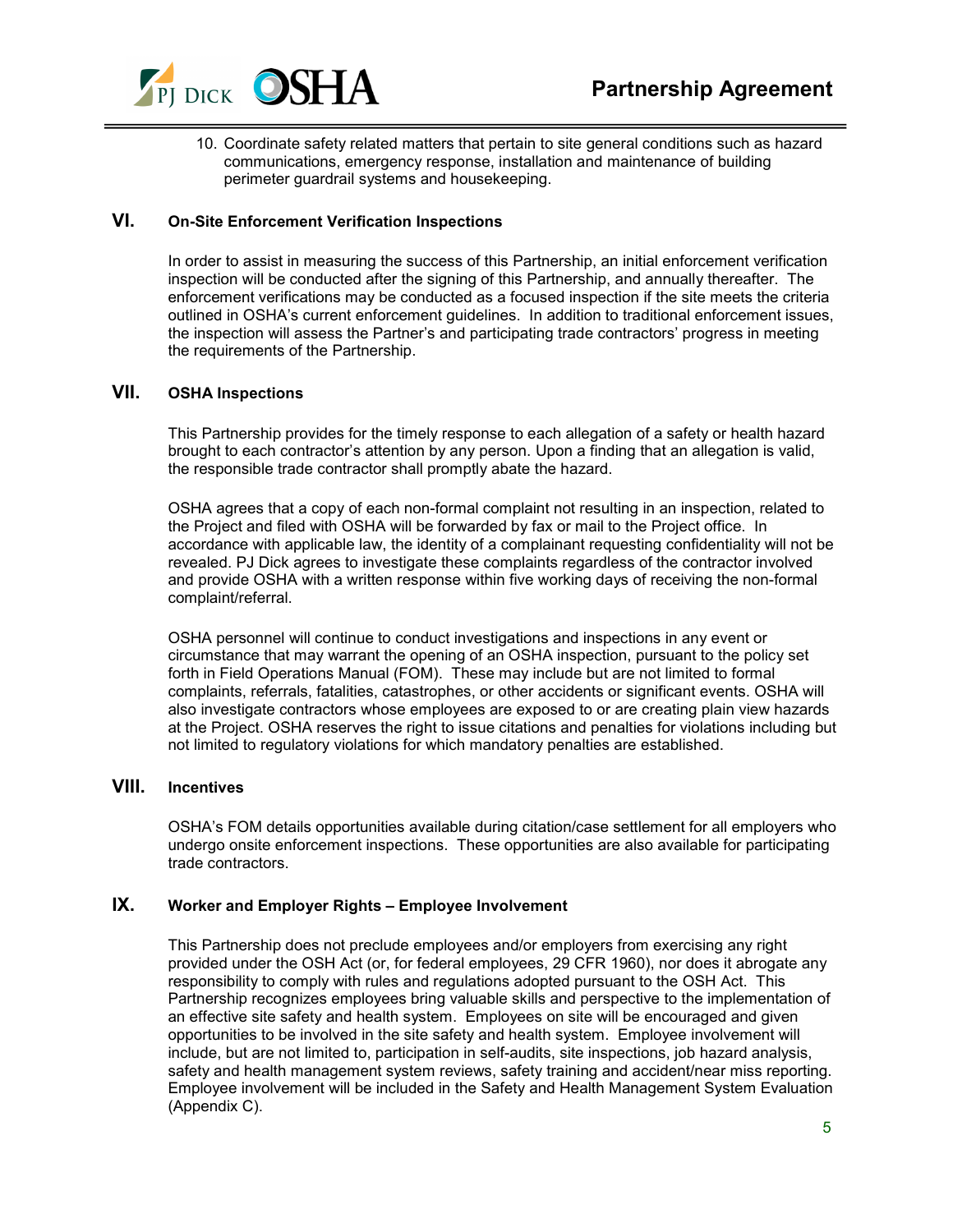10. Coordinate safety related matters that pertain to site general conditions such as hazard communications, emergency response, installation and maintenance of building perimeter guardrail systems and housekeeping.

## VI. On-Site Enforcement Verification Inspections

In order to assist in measuring the success of this Partnership, an initial enforcement verification inspection will be conducted after the signing of this Partnership, and annually thereafter. The enforcement verifications may be conducted as a focused inspection if the site meets the criteria outlined in OSHA's current enforcement guidelines. In addition to traditional enforcement issues, the inspection will assess the Partner's and participating trade contractors' progress in meeting the requirements of the Partnership.

## VII. OSHA Inspections

This Partnership provides for the timely response to each allegation of a safety or health hazard brought to each contractor's attention by any person. Upon a finding that an allegation is valid, the responsible trade contractor shall promptly abate the hazard.

OSHA agrees that a copy of each non-formal complaint not resulting in an inspection, related to the Project and filed with OSHA will be forwarded by fax or mail to the Project office. In accordance with applicable law, the identity of a complainant requesting confidentiality will not be revealed. PJ Dick agrees to investigate these complaints regardless of the contractor involved and provide OSHA with a written response within five working days of receiving the non-formal complaint/referral.

OSHA personnel will continue to conduct investigations and inspections in any event or circumstance that may warrant the opening of an OSHA inspection, pursuant to the policy set forth in Field Operations Manual (FOM). These may include but are not limited to formal complaints, referrals, fatalities, catastrophes, or other accidents or significant events. OSHA will also investigate contractors whose employees are exposed to or are creating plain view hazards at the Project. OSHA reserves the right to issue citations and penalties for violations including but not limited to regulatory violations for which mandatory penalties are established.

## VIII. Incentives

OSHA's FOM details opportunities available during citation/case settlement for all employers who undergo onsite enforcement inspections. These opportunities are also available for participating trade contractors.

## IX. Worker and Employer Rights – Employee Involvement

This Partnership does not preclude employees and/or employers from exercising any right provided under the OSH Act (or, for federal employees, 29 CFR 1960), nor does it abrogate any responsibility to comply with rules and regulations adopted pursuant to the OSH Act. This Partnership recognizes employees bring valuable skills and perspective to the implementation of an effective site safety and health system. Employees on site will be encouraged and given opportunities to be involved in the site safety and health system. Employee involvement will include, but are not limited to, participation in self-audits, site inspections, job hazard analysis, safety and health management system reviews, safety training and accident/near miss reporting. Employee involvement will be included in the Safety and Health Management System Evaluation (Appendix C).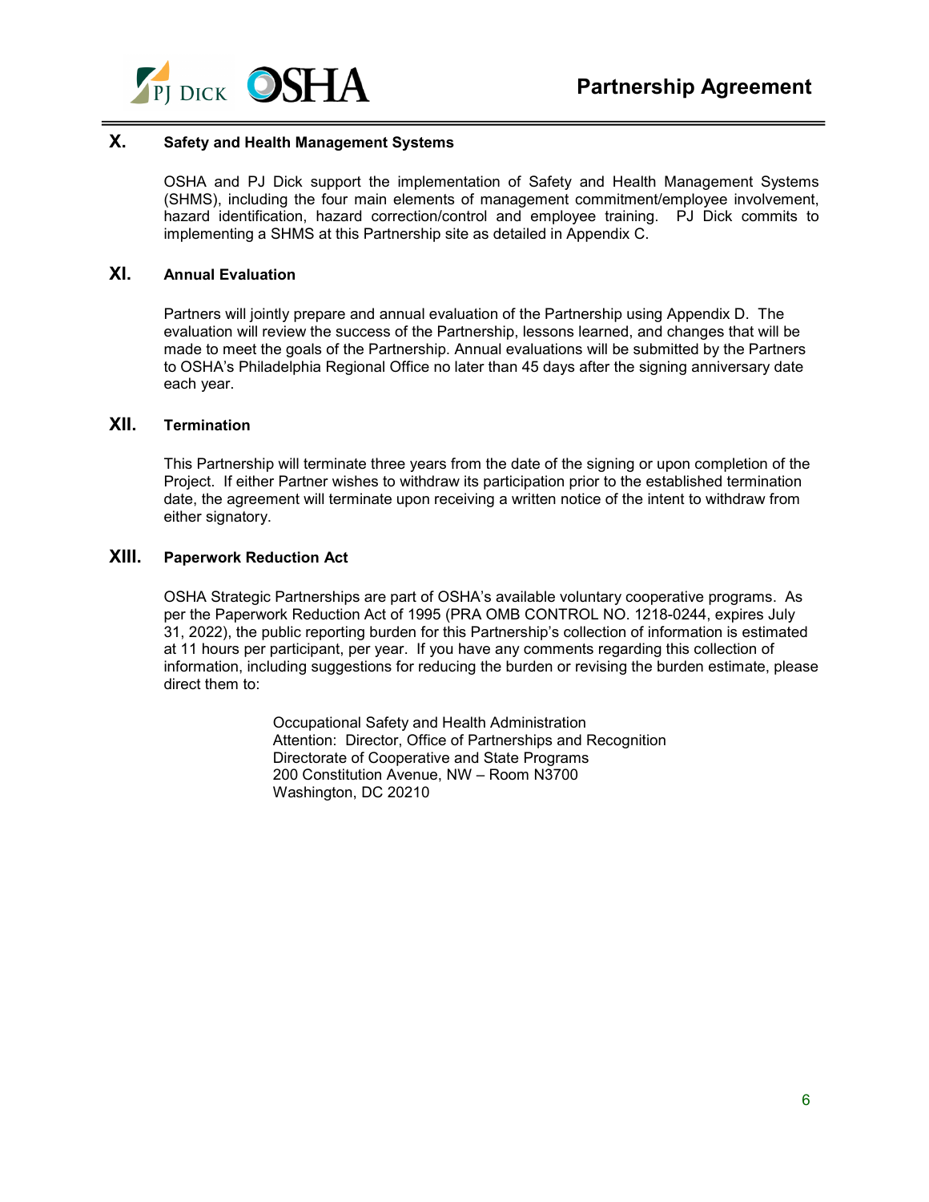## X. Safety and Health Management Systems

OSHA and PJ Dick support the implementation of Safety and Health Management Systems (SHMS), including the four main elements of management commitment/employee involvement, hazard identification, hazard correction/control and employee training. PJ Dick commits to implementing a SHMS at this Partnership site as detailed in Appendix C.

## XI. Annual Evaluation

Partners will jointly prepare and annual evaluation of the Partnership using Appendix D. The evaluation will review the success of the Partnership, lessons learned, and changes that will be made to meet the goals of the Partnership. Annual evaluations will be submitted by the Partners to OSHA's Philadelphia Regional Office no later than 45 days after the signing anniversary date each year.

## XII. Termination

This Partnership will terminate three years from the date of the signing or upon completion of the Project. If either Partner wishes to withdraw its participation prior to the established termination date, the agreement will terminate upon receiving a written notice of the intent to withdraw from either signatory.

## XIII. Paperwork Reduction Act

OSHA Strategic Partnerships are part of OSHA's available voluntary cooperative programs. As per the Paperwork Reduction Act of 1995 (PRA OMB CONTROL NO. 1218-0244, expires July 31, 2022), the public reporting burden for this Partnership's collection of information is estimated at 11 hours per participant, per year. If you have any comments regarding this collection of information, including suggestions for reducing the burden or revising the burden estimate, please direct them to:

Occupational Safety and Health Administration
Attention: Director, Office of Partnerships and Recognition
Directorate of Cooperative and State Programs
200 Constitution Avenue, NW – Room N3700
Washington, DC 20210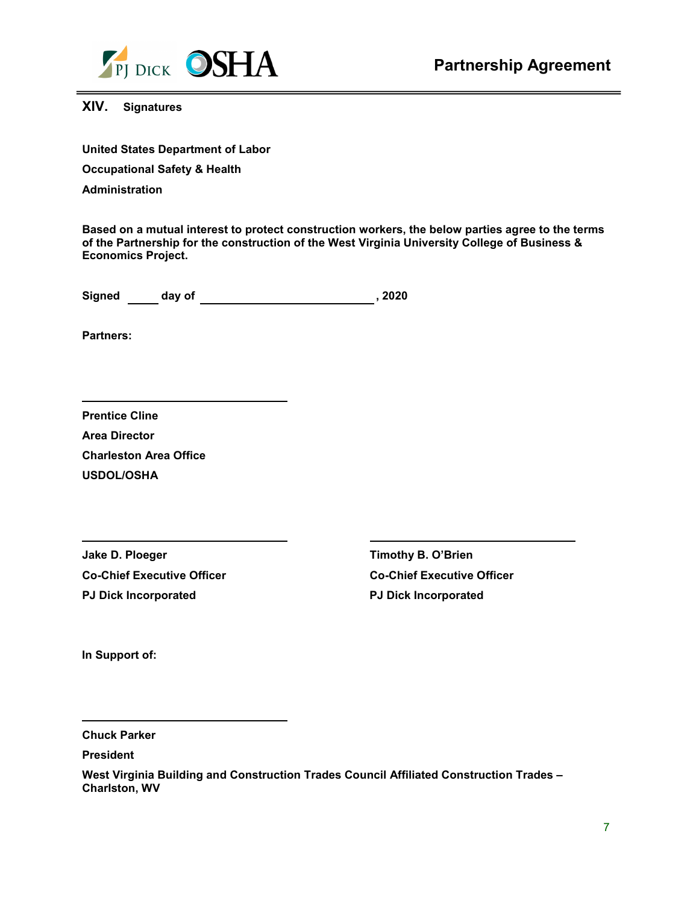## XIV. Signatures

**United States Department of Labor**

**Occupational Safety & Health Administration**

**Based on a mutual interest to protect construction workers, the below parties agree to the terms of the Partnership for the construction of the West Virginia University College of Business & Economics Project.**

**Signed \_\_\_\_\_ day of \_\_\_\_\_\_\_\_\_\_\_\_\_\_\_\_\_\_\_\_\_\_\_\_\_\_\_\_, 2020**

**Partners:**

\_\_\_\_\_\_\_\_\_\_\_\_\_\_\_\_\_\_\_\_\_\_\_\_\_\_\_\_\_\_

**Prentice Cline**
**Area Director**
**Charleston Area Office**
**USDOL/OSHA**

\_\_\_\_\_\_\_\_\_\_\_\_\_\_\_\_\_\_\_\_\_\_\_\_\_\_\_\_\_\_

**Jake D. Ploeger**
**Co-Chief Executive Officer**
**PJ Dick Incorporated**

\_\_\_\_\_\_\_\_\_\_\_\_\_\_\_\_\_\_\_\_\_\_\_\_\_\_\_\_\_\_

**Timothy B. O'Brien**
**Co-Chief Executive Officer**
**PJ Dick Incorporated**

**In Support of:**

\_\_\_\_\_\_\_\_\_\_\_\_\_\_\_\_\_\_\_\_\_\_\_\_\_\_\_\_\_\_

**Chuck Parker**
**President**
**West Virginia Building and Construction Trades Council Affiliated Construction Trades – Charlston, WV**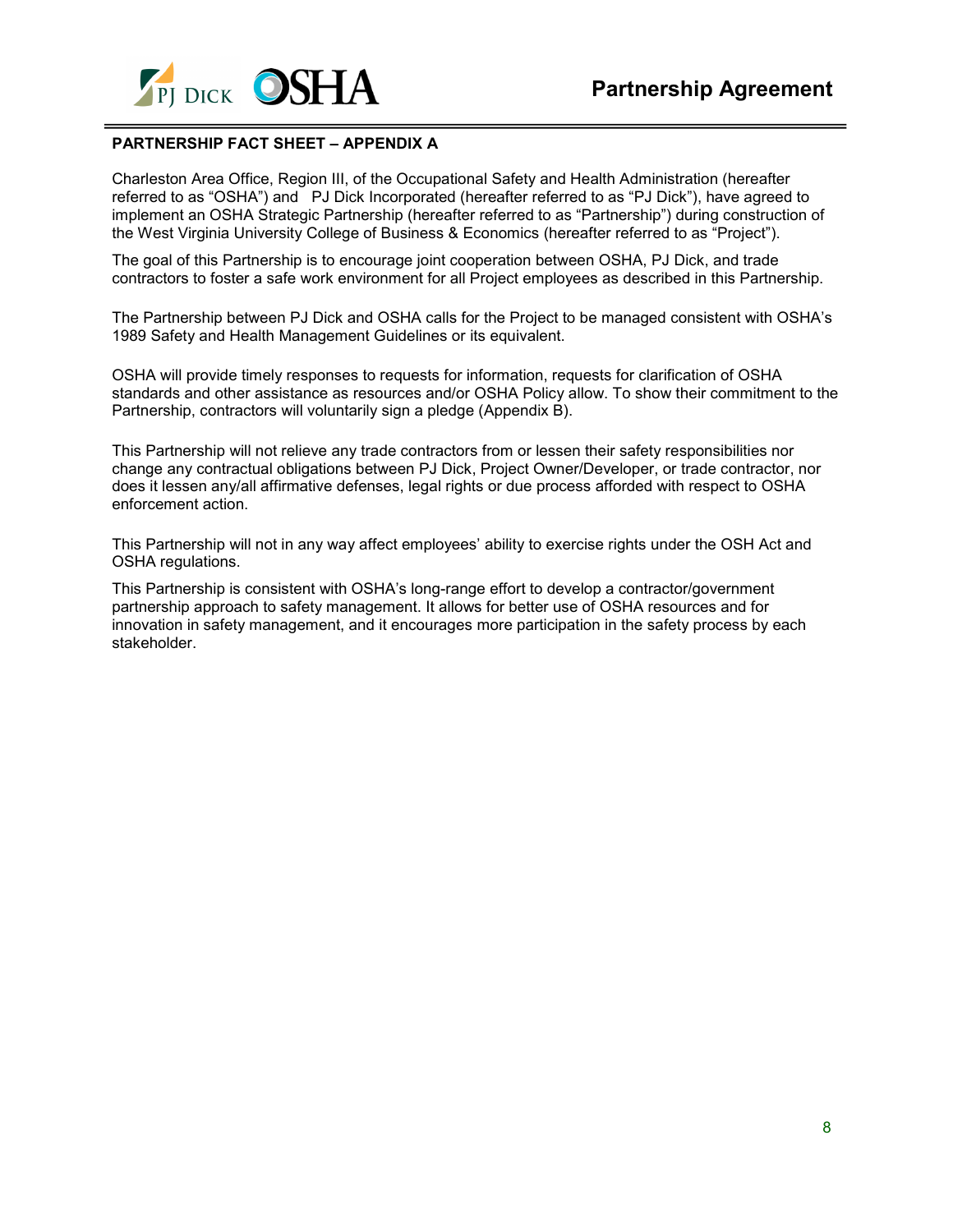**PARTNERSHIP FACT SHEET – APPENDIX A**

Charleston Area Office, Region III, of the Occupational Safety and Health Administration (hereafter referred to as "OSHA") and PJ Dick Incorporated (hereafter referred to as "PJ Dick"), have agreed to implement an OSHA Strategic Partnership (hereafter referred to as "Partnership") during construction of the West Virginia University College of Business & Economics (hereafter referred to as "Project").

The goal of this Partnership is to encourage joint cooperation between OSHA, PJ Dick, and trade contractors to foster a safe work environment for all Project employees as described in this Partnership.

The Partnership between PJ Dick and OSHA calls for the Project to be managed consistent with OSHA's 1989 Safety and Health Management Guidelines or its equivalent.

OSHA will provide timely responses to requests for information, requests for clarification of OSHA standards and other assistance as resources and/or OSHA Policy allow. To show their commitment to the Partnership, contractors will voluntarily sign a pledge (Appendix B).

This Partnership will not relieve any trade contractors from or lessen their safety responsibilities nor change any contractual obligations between PJ Dick, Project Owner/Developer, or trade contractor, nor does it lessen any/all affirmative defenses, legal rights or due process afforded with respect to OSHA enforcement action.

This Partnership will not in any way affect employees' ability to exercise rights under the OSH Act and OSHA regulations.

This Partnership is consistent with OSHA's long-range effort to develop a contractor/government partnership approach to safety management. It allows for better use of OSHA resources and for innovation in safety management, and it encourages more participation in the safety process by each stakeholder.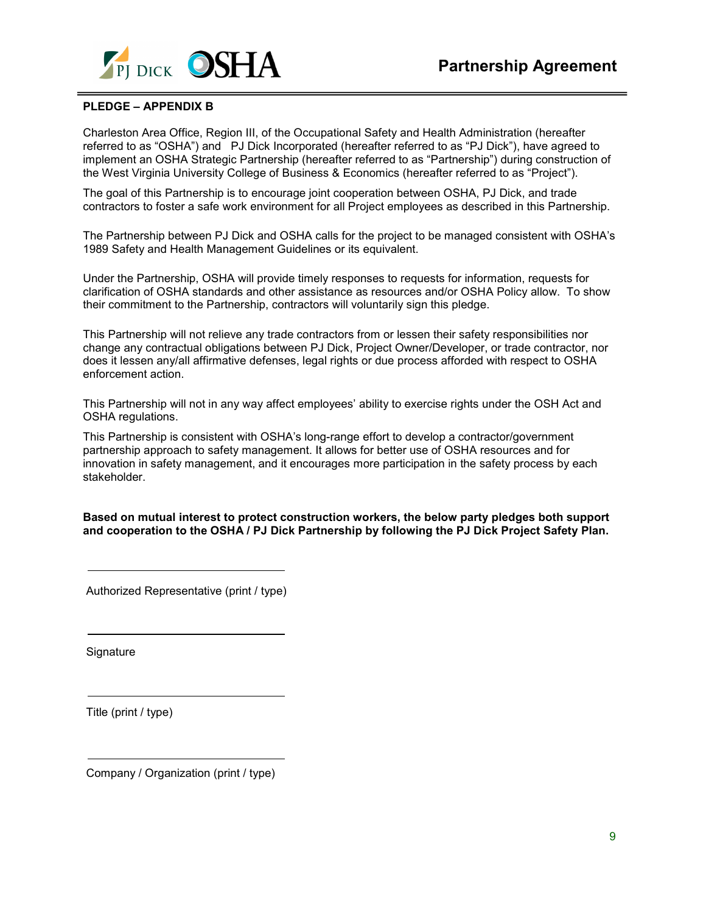# Partnership Agreement

**PLEDGE – APPENDIX B**

Charleston Area Office, Region III, of the Occupational Safety and Health Administration (hereafter referred to as "OSHA") and PJ Dick Incorporated (hereafter referred to as "PJ Dick"), have agreed to implement an OSHA Strategic Partnership (hereafter referred to as "Partnership") during construction of the West Virginia University College of Business & Economics (hereafter referred to as "Project").

The goal of this Partnership is to encourage joint cooperation between OSHA, PJ Dick, and trade contractors to foster a safe work environment for all Project employees as described in this Partnership.

The Partnership between PJ Dick and OSHA calls for the project to be managed consistent with OSHA's 1989 Safety and Health Management Guidelines or its equivalent.

Under the Partnership, OSHA will provide timely responses to requests for information, requests for clarification of OSHA standards and other assistance as resources and/or OSHA Policy allow. To show their commitment to the Partnership, contractors will voluntarily sign this pledge.

This Partnership will not relieve any trade contractors from or lessen their safety responsibilities nor change any contractual obligations between PJ Dick, Project Owner/Developer, or trade contractor, nor does it lessen any/all affirmative defenses, legal rights or due process afforded with respect to OSHA enforcement action.

This Partnership will not in any way affect employees' ability to exercise rights under the OSH Act and OSHA regulations.

This Partnership is consistent with OSHA's long-range effort to develop a contractor/government partnership approach to safety management. It allows for better use of OSHA resources and for innovation in safety management, and it encourages more participation in the safety process by each stakeholder.

**Based on mutual interest to protect construction workers, the below party pledges both support and cooperation to the OSHA / PJ Dick Partnership by following the PJ Dick Project Safety Plan.**

\_\_\_\_\_\_\_\_\_\_\_\_\_\_\_\_\_\_\_\_\_\_\_\_\_\_\_\_\_\_

Authorized Representative (print / type)

\_\_\_\_\_\_\_\_\_\_\_\_\_\_\_\_\_\_\_\_\_\_\_\_\_\_\_\_\_\_

Signature

\_\_\_\_\_\_\_\_\_\_\_\_\_\_\_\_\_\_\_\_\_\_\_\_\_\_\_\_\_\_

Title (print / type)

\_\_\_\_\_\_\_\_\_\_\_\_\_\_\_\_\_\_\_\_\_\_\_\_\_\_\_\_\_\_

Company / Organization (print / type)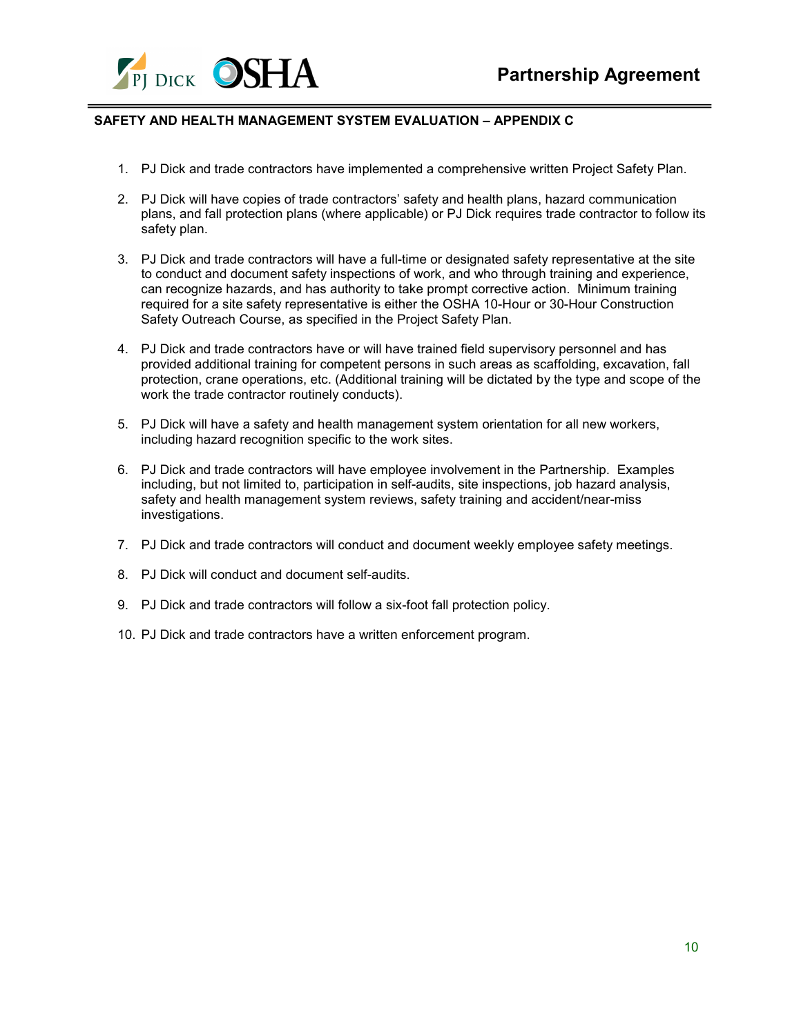## SAFETY AND HEALTH MANAGEMENT SYSTEM EVALUATION – APPENDIX C

1. PJ Dick and trade contractors have implemented a comprehensive written Project Safety Plan.

2. PJ Dick will have copies of trade contractors' safety and health plans, hazard communication plans, and fall protection plans (where applicable) or PJ Dick requires trade contractor to follow its safety plan.

3. PJ Dick and trade contractors will have a full-time or designated safety representative at the site to conduct and document safety inspections of work, and who through training and experience, can recognize hazards, and has authority to take prompt corrective action. Minimum training required for a site safety representative is either the OSHA 10-Hour or 30-Hour Construction Safety Outreach Course, as specified in the Project Safety Plan.

4. PJ Dick and trade contractors have or will have trained field supervisory personnel and has provided additional training for competent persons in such areas as scaffolding, excavation, fall protection, crane operations, etc. (Additional training will be dictated by the type and scope of the work the trade contractor routinely conducts).

5. PJ Dick will have a safety and health management system orientation for all new workers, including hazard recognition specific to the work sites.

6. PJ Dick and trade contractors will have employee involvement in the Partnership. Examples including, but not limited to, participation in self-audits, site inspections, job hazard analysis, safety and health management system reviews, safety training and accident/near-miss investigations.

7. PJ Dick and trade contractors will conduct and document weekly employee safety meetings.

8. PJ Dick will conduct and document self-audits.

9. PJ Dick and trade contractors will follow a six-foot fall protection policy.

10. PJ Dick and trade contractors have a written enforcement program.